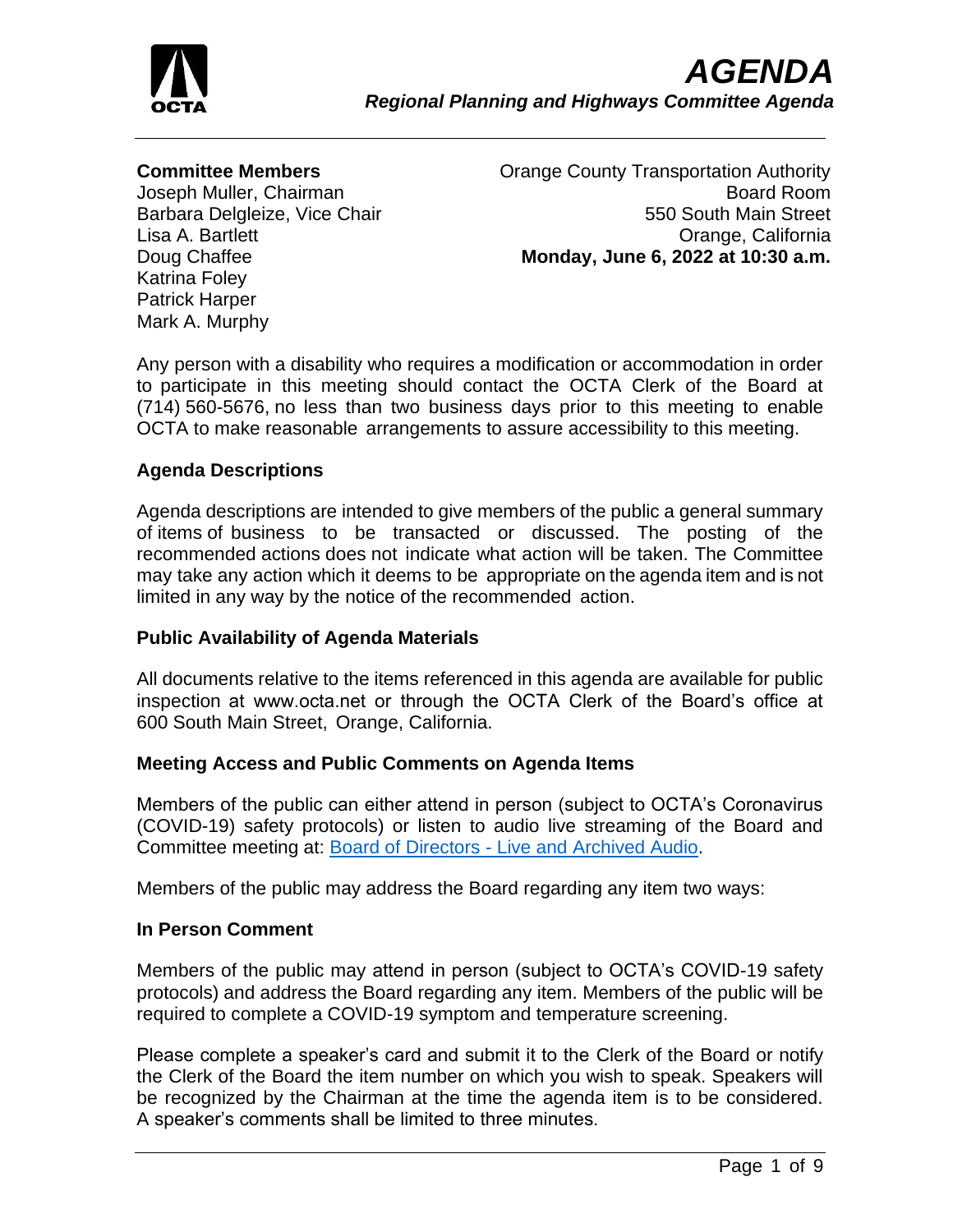# AGENDA

## *Regional Planning and Highways Committee Agenda*

**Committee Members**
Joseph Muller, Chairman
Barbara Delgleize, Vice Chair
Lisa A. Bartlett
Doug Chaffee
Katrina Foley
Patrick Harper
Mark A. Murphy

Orange County Transportation Authority
Board Room
550 South Main Street
Orange, California
**Monday, June 6, 2022 at 10:30 a.m.**

Any person with a disability who requires a modification or accommodation in order to participate in this meeting should contact the OCTA Clerk of the Board at (714) 560-5676, no less than two business days prior to this meeting to enable OCTA to make reasonable arrangements to assure accessibility to this meeting.

### Agenda Descriptions

Agenda descriptions are intended to give members of the public a general summary of items of business to be transacted or discussed. The posting of the recommended actions does not indicate what action will be taken. The Committee may take any action which it deems to be appropriate on the agenda item and is not limited in any way by the notice of the recommended action.

### Public Availability of Agenda Materials

All documents relative to the items referenced in this agenda are available for public inspection at www.octa.net or through the OCTA Clerk of the Board's office at 600 South Main Street, Orange, California.

### Meeting Access and Public Comments on Agenda Items

Members of the public can either attend in person (subject to OCTA's Coronavirus (COVID-19) safety protocols) or listen to audio live streaming of the Board and Committee meeting at: Board of Directors - Live and Archived Audio.

Members of the public may address the Board regarding any item two ways:

### In Person Comment

Members of the public may attend in person (subject to OCTA's COVID-19 safety protocols) and address the Board regarding any item. Members of the public will be required to complete a COVID-19 symptom and temperature screening.

Please complete a speaker's card and submit it to the Clerk of the Board or notify the Clerk of the Board the item number on which you wish to speak. Speakers will be recognized by the Chairman at the time the agenda item is to be considered. A speaker's comments shall be limited to three minutes.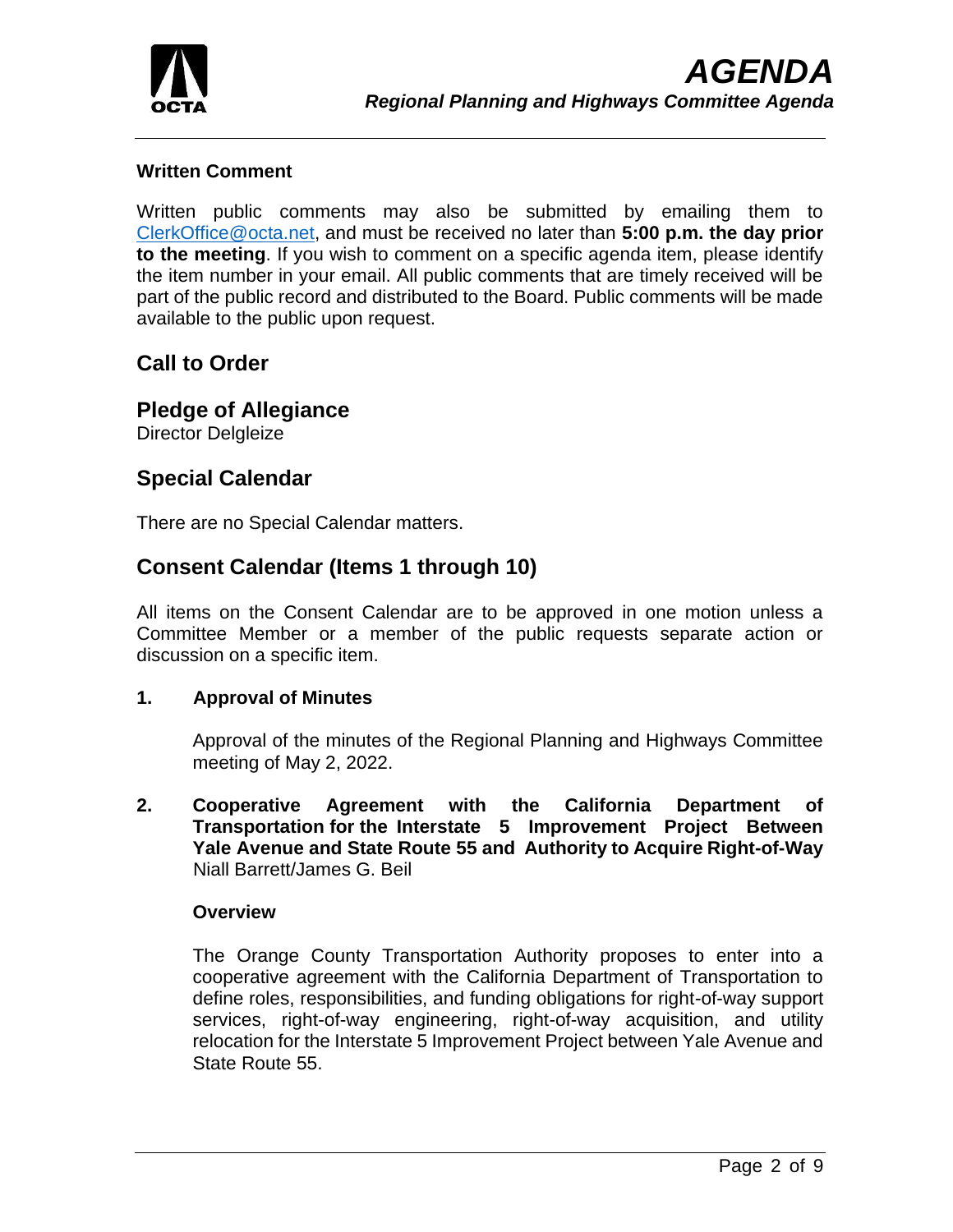**Written Comment**

Written public comments may also be submitted by emailing them to ClerkOffice@octa.net, and must be received no later than **5:00 p.m. the day prior to the meeting**. If you wish to comment on a specific agenda item, please identify the item number in your email. All public comments that are timely received will be part of the public record and distributed to the Board. Public comments will be made available to the public upon request.

## Call to Order

## Pledge of Allegiance

Director Delgleize

## Special Calendar

There are no Special Calendar matters.

## Consent Calendar (Items 1 through 10)

All items on the Consent Calendar are to be approved in one motion unless a Committee Member or a member of the public requests separate action or discussion on a specific item.

**1. Approval of Minutes**

Approval of the minutes of the Regional Planning and Highways Committee meeting of May 2, 2022.

**2. Cooperative Agreement with the California Department of Transportation for the Interstate 5 Improvement Project Between Yale Avenue and State Route 55 and Authority to Acquire Right-of-Way**
Niall Barrett/James G. Beil

**Overview**

The Orange County Transportation Authority proposes to enter into a cooperative agreement with the California Department of Transportation to define roles, responsibilities, and funding obligations for right-of-way support services, right-of-way engineering, right-of-way acquisition, and utility relocation for the Interstate 5 Improvement Project between Yale Avenue and State Route 55.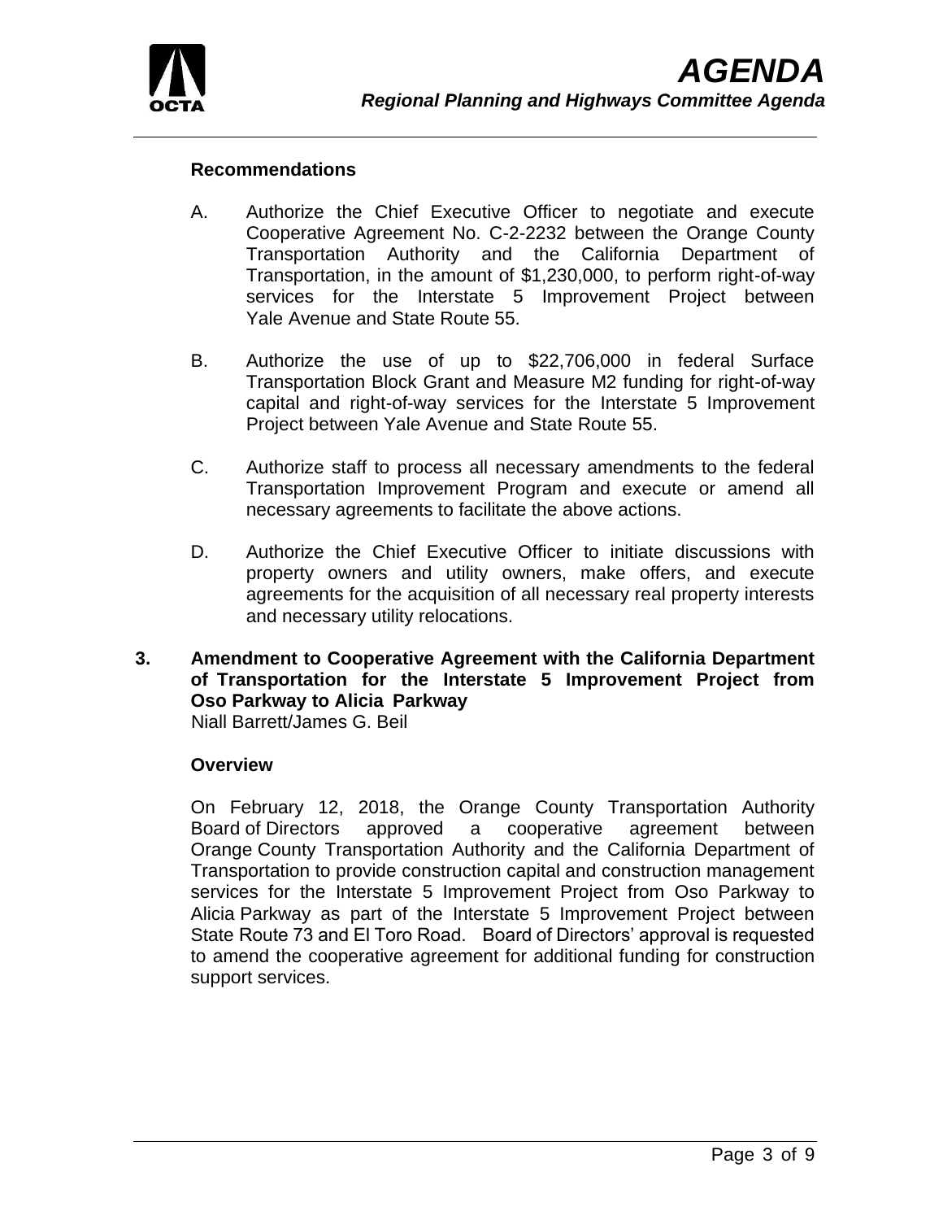**Recommendations**

A. Authorize the Chief Executive Officer to negotiate and execute Cooperative Agreement No. C-2-2232 between the Orange County Transportation Authority and the California Department of Transportation, in the amount of $1,230,000, to perform right-of-way services for the Interstate 5 Improvement Project between Yale Avenue and State Route 55.

B. Authorize the use of up to $22,706,000 in federal Surface Transportation Block Grant and Measure M2 funding for right-of-way capital and right-of-way services for the Interstate 5 Improvement Project between Yale Avenue and State Route 55.

C. Authorize staff to process all necessary amendments to the federal Transportation Improvement Program and execute or amend all necessary agreements to facilitate the above actions.

D. Authorize the Chief Executive Officer to initiate discussions with property owners and utility owners, make offers, and execute agreements for the acquisition of all necessary real property interests and necessary utility relocations.

**3. Amendment to Cooperative Agreement with the California Department of Transportation for the Interstate 5 Improvement Project from Oso Parkway to Alicia Parkway**

Niall Barrett/James G. Beil

**Overview**

On February 12, 2018, the Orange County Transportation Authority Board of Directors approved a cooperative agreement between Orange County Transportation Authority and the California Department of Transportation to provide construction capital and construction management services for the Interstate 5 Improvement Project from Oso Parkway to Alicia Parkway as part of the Interstate 5 Improvement Project between State Route 73 and El Toro Road. Board of Directors' approval is requested to amend the cooperative agreement for additional funding for construction support services.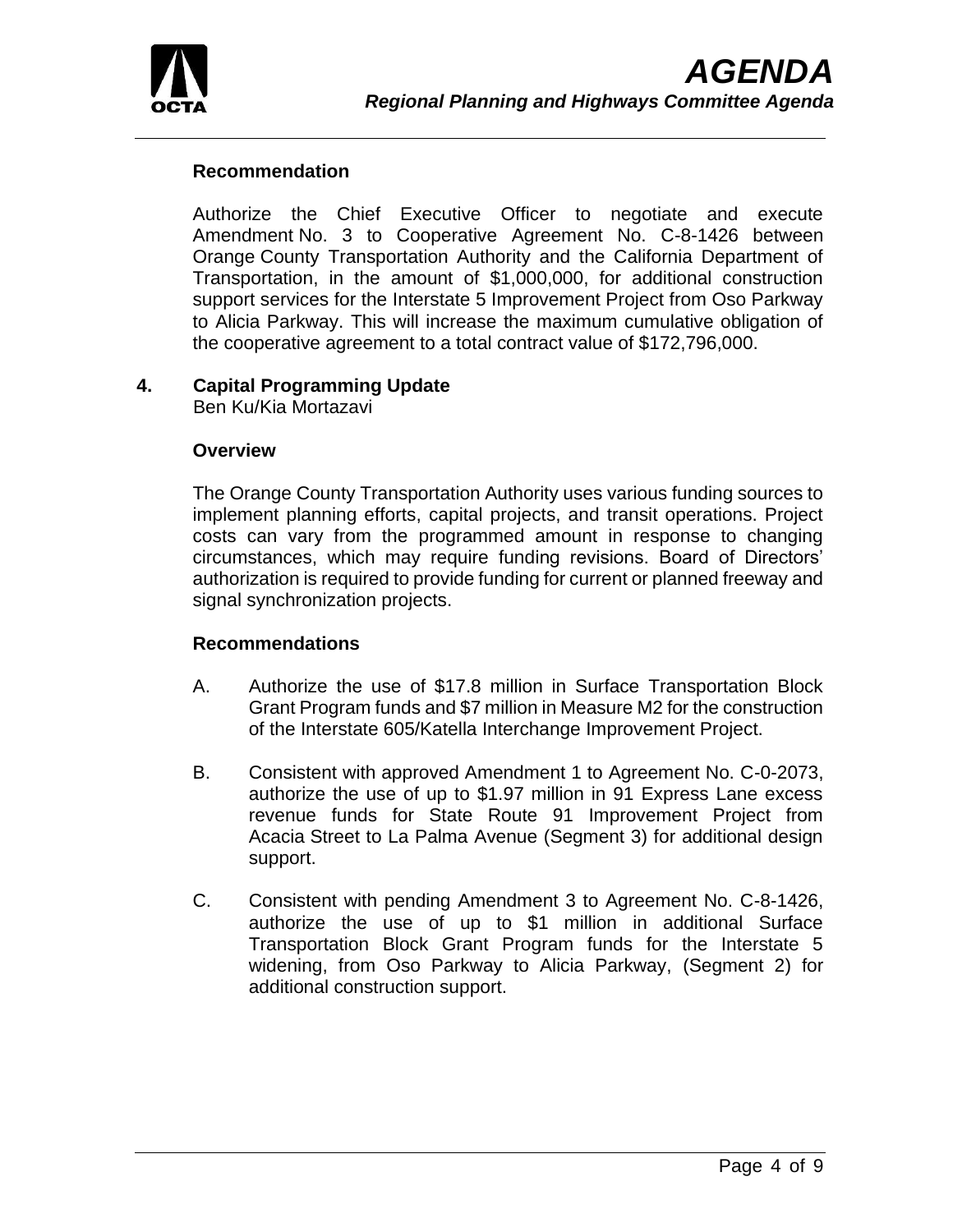#### Recommendation

Authorize the Chief Executive Officer to negotiate and execute Amendment No. 3 to Cooperative Agreement No. C-8-1426 between Orange County Transportation Authority and the California Department of Transportation, in the amount of $1,000,000, for additional construction support services for the Interstate 5 Improvement Project from Oso Parkway to Alicia Parkway. This will increase the maximum cumulative obligation of the cooperative agreement to a total contract value of $172,796,000.

### 4. Capital Programming Update

Ben Ku/Kia Mortazavi

#### Overview

The Orange County Transportation Authority uses various funding sources to implement planning efforts, capital projects, and transit operations. Project costs can vary from the programmed amount in response to changing circumstances, which may require funding revisions. Board of Directors' authorization is required to provide funding for current or planned freeway and signal synchronization projects.

#### Recommendations

A. Authorize the use of $17.8 million in Surface Transportation Block Grant Program funds and $7 million in Measure M2 for the construction of the Interstate 605/Katella Interchange Improvement Project.

B. Consistent with approved Amendment 1 to Agreement No. C-0-2073, authorize the use of up to $1.97 million in 91 Express Lane excess revenue funds for State Route 91 Improvement Project from Acacia Street to La Palma Avenue (Segment 3) for additional design support.

C. Consistent with pending Amendment 3 to Agreement No. C-8-1426, authorize the use of up to $1 million in additional Surface Transportation Block Grant Program funds for the Interstate 5 widening, from Oso Parkway to Alicia Parkway, (Segment 2) for additional construction support.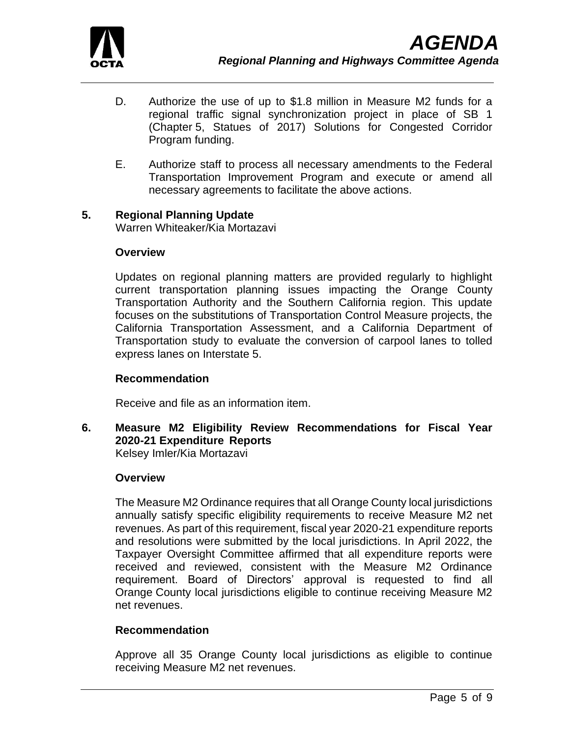D. Authorize the use of up to $1.8 million in Measure M2 funds for a regional traffic signal synchronization project in place of SB 1 (Chapter 5, Statues of 2017) Solutions for Congested Corridor Program funding.

E. Authorize staff to process all necessary amendments to the Federal Transportation Improvement Program and execute or amend all necessary agreements to facilitate the above actions.

**5. Regional Planning Update**
Warren Whiteaker/Kia Mortazavi

**Overview**

Updates on regional planning matters are provided regularly to highlight current transportation planning issues impacting the Orange County Transportation Authority and the Southern California region. This update focuses on the substitutions of Transportation Control Measure projects, the California Transportation Assessment, and a California Department of Transportation study to evaluate the conversion of carpool lanes to tolled express lanes on Interstate 5.

**Recommendation**

Receive and file as an information item.

**6. Measure M2 Eligibility Review Recommendations for Fiscal Year 2020-21 Expenditure Reports**
Kelsey Imler/Kia Mortazavi

**Overview**

The Measure M2 Ordinance requires that all Orange County local jurisdictions annually satisfy specific eligibility requirements to receive Measure M2 net revenues. As part of this requirement, fiscal year 2020-21 expenditure reports and resolutions were submitted by the local jurisdictions. In April 2022, the Taxpayer Oversight Committee affirmed that all expenditure reports were received and reviewed, consistent with the Measure M2 Ordinance requirement. Board of Directors' approval is requested to find all Orange County local jurisdictions eligible to continue receiving Measure M2 net revenues.

**Recommendation**

Approve all 35 Orange County local jurisdictions as eligible to continue receiving Measure M2 net revenues.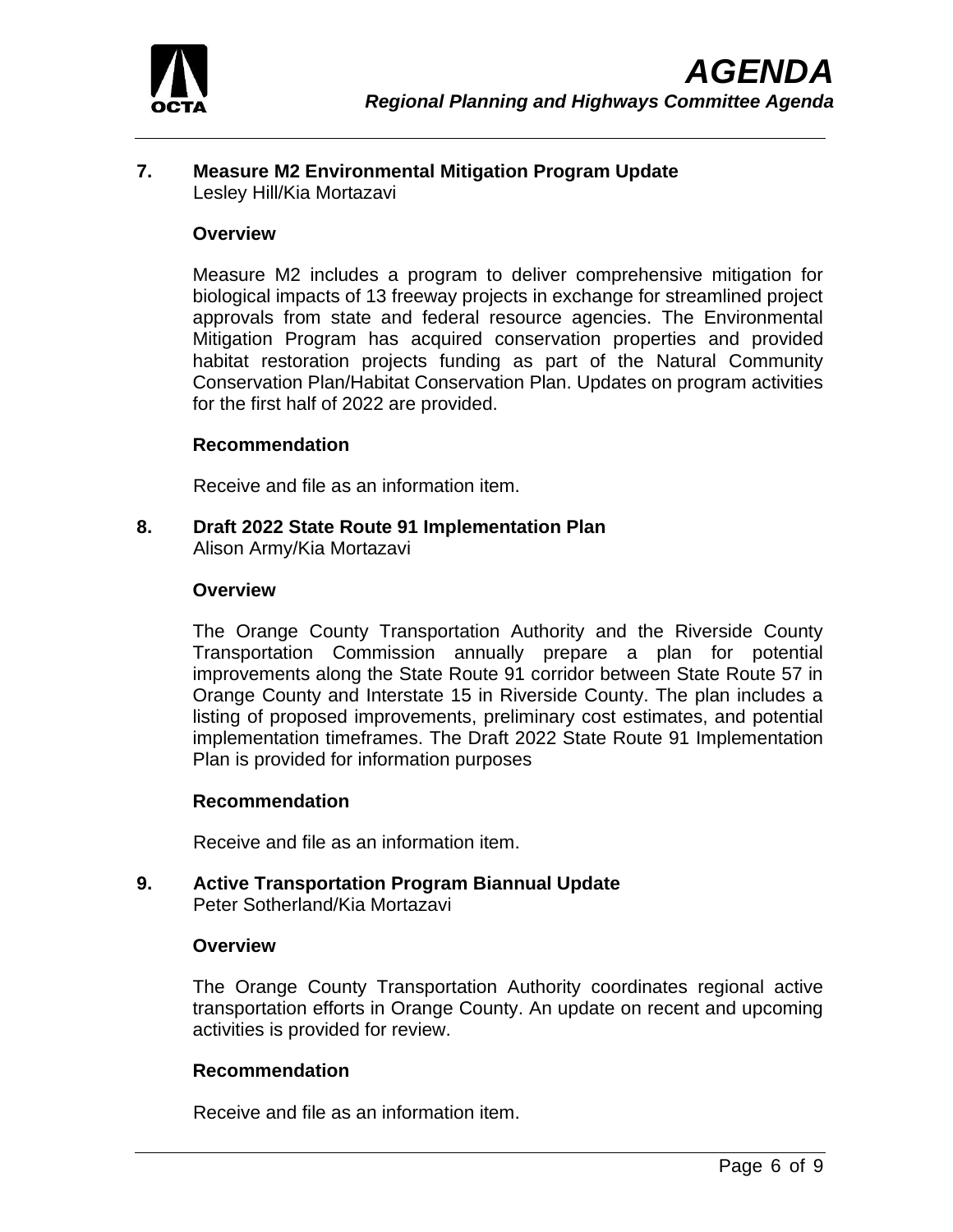## 7. Measure M2 Environmental Mitigation Program Update

Lesley Hill/Kia Mortazavi

### Overview

Measure M2 includes a program to deliver comprehensive mitigation for biological impacts of 13 freeway projects in exchange for streamlined project approvals from state and federal resource agencies. The Environmental Mitigation Program has acquired conservation properties and provided habitat restoration projects funding as part of the Natural Community Conservation Plan/Habitat Conservation Plan. Updates on program activities for the first half of 2022 are provided.

### Recommendation

Receive and file as an information item.

## 8. Draft 2022 State Route 91 Implementation Plan

Alison Army/Kia Mortazavi

### Overview

The Orange County Transportation Authority and the Riverside County Transportation Commission annually prepare a plan for potential improvements along the State Route 91 corridor between State Route 57 in Orange County and Interstate 15 in Riverside County. The plan includes a listing of proposed improvements, preliminary cost estimates, and potential implementation timeframes. The Draft 2022 State Route 91 Implementation Plan is provided for information purposes

### Recommendation

Receive and file as an information item.

## 9. Active Transportation Program Biannual Update

Peter Sotherland/Kia Mortazavi

### Overview

The Orange County Transportation Authority coordinates regional active transportation efforts in Orange County. An update on recent and upcoming activities is provided for review.

### Recommendation

Receive and file as an information item.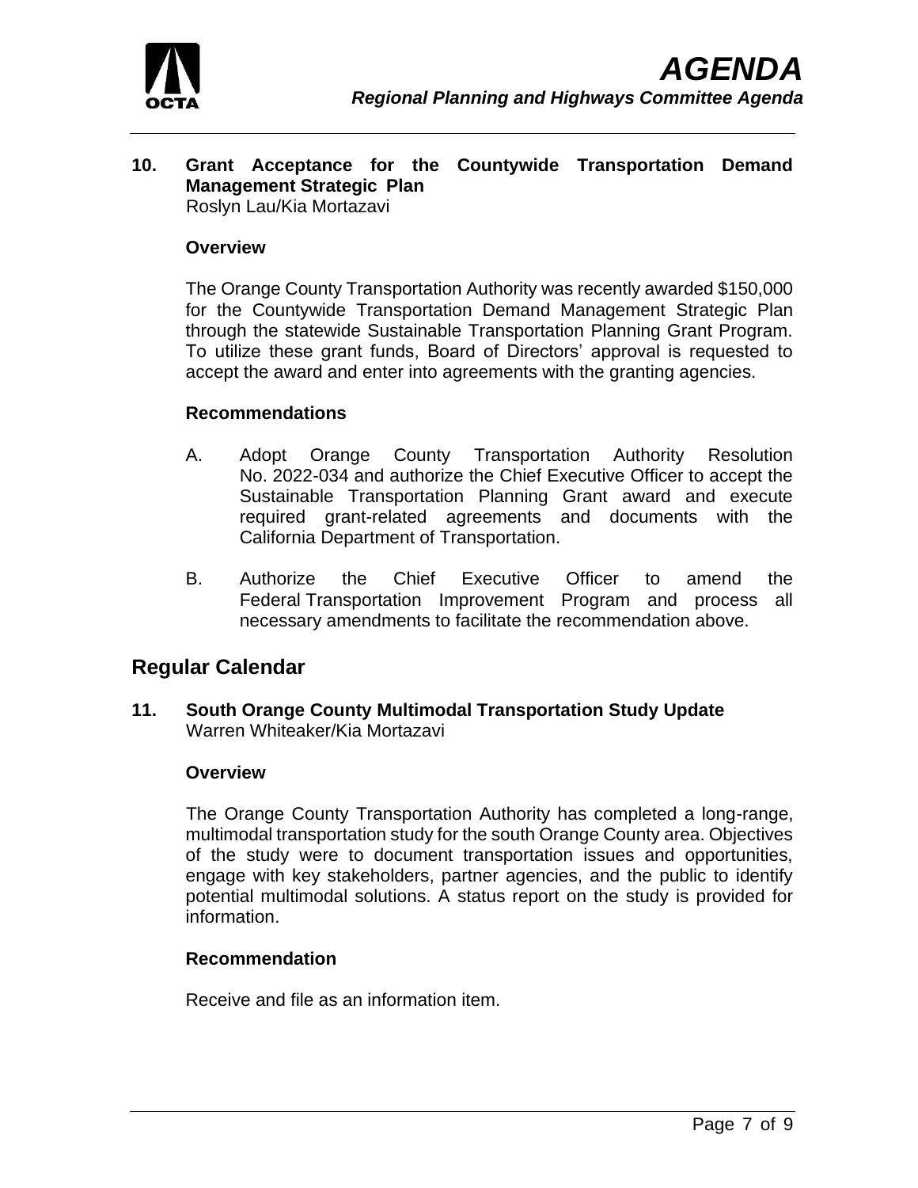### 10. Grant Acceptance for the Countywide Transportation Demand Management Strategic Plan

Roslyn Lau/Kia Mortazavi

**Overview**

The Orange County Transportation Authority was recently awarded $150,000 for the Countywide Transportation Demand Management Strategic Plan through the statewide Sustainable Transportation Planning Grant Program. To utilize these grant funds, Board of Directors' approval is requested to accept the award and enter into agreements with the granting agencies.

**Recommendations**

A. Adopt Orange County Transportation Authority Resolution No. 2022-034 and authorize the Chief Executive Officer to accept the Sustainable Transportation Planning Grant award and execute required grant-related agreements and documents with the California Department of Transportation.

B. Authorize the Chief Executive Officer to amend the Federal Transportation Improvement Program and process all necessary amendments to facilitate the recommendation above.

## Regular Calendar

### 11. South Orange County Multimodal Transportation Study Update

Warren Whiteaker/Kia Mortazavi

**Overview**

The Orange County Transportation Authority has completed a long-range, multimodal transportation study for the south Orange County area. Objectives of the study were to document transportation issues and opportunities, engage with key stakeholders, partner agencies, and the public to identify potential multimodal solutions. A status report on the study is provided for information.

**Recommendation**

Receive and file as an information item.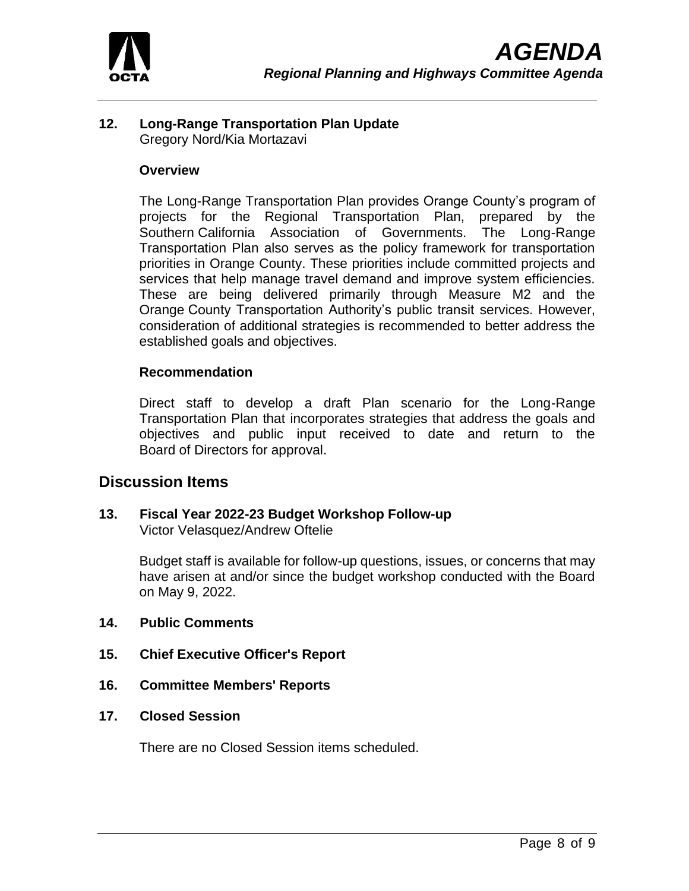**12. Long-Range Transportation Plan Update**
Gregory Nord/Kia Mortazavi

**Overview**

The Long-Range Transportation Plan provides Orange County's program of projects for the Regional Transportation Plan, prepared by the Southern California Association of Governments. The Long-Range Transportation Plan also serves as the policy framework for transportation priorities in Orange County. These priorities include committed projects and services that help manage travel demand and improve system efficiencies. These are being delivered primarily through Measure M2 and the Orange County Transportation Authority's public transit services. However, consideration of additional strategies is recommended to better address the established goals and objectives.

**Recommendation**

Direct staff to develop a draft Plan scenario for the Long-Range Transportation Plan that incorporates strategies that address the goals and objectives and public input received to date and return to the Board of Directors for approval.

## Discussion Items

**13. Fiscal Year 2022-23 Budget Workshop Follow-up**
Victor Velasquez/Andrew Oftelie

Budget staff is available for follow-up questions, issues, or concerns that may have arisen at and/or since the budget workshop conducted with the Board on May 9, 2022.

**14. Public Comments**

**15. Chief Executive Officer's Report**

**16. Committee Members' Reports**

**17. Closed Session**

There are no Closed Session items scheduled.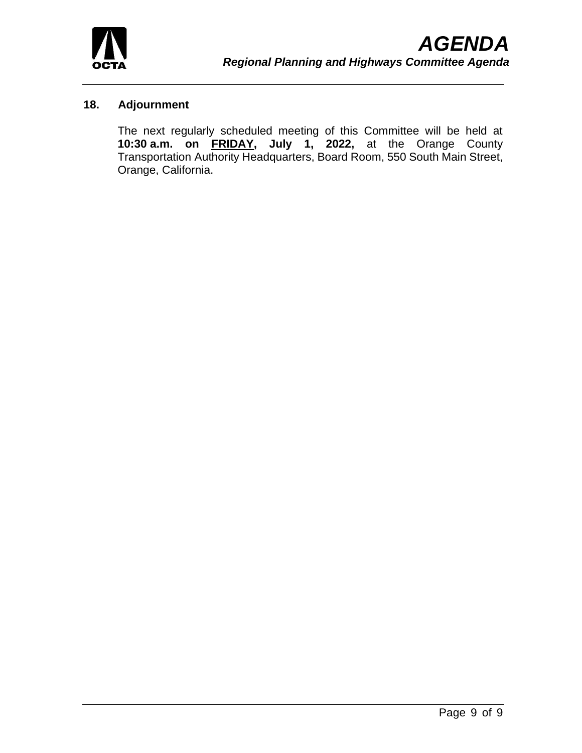## 18. Adjournment

The next regularly scheduled meeting of this Committee will be held at **10:30 a.m. on <u>FRIDAY</u>, July 1, 2022,** at the Orange County Transportation Authority Headquarters, Board Room, 550 South Main Street, Orange, California.